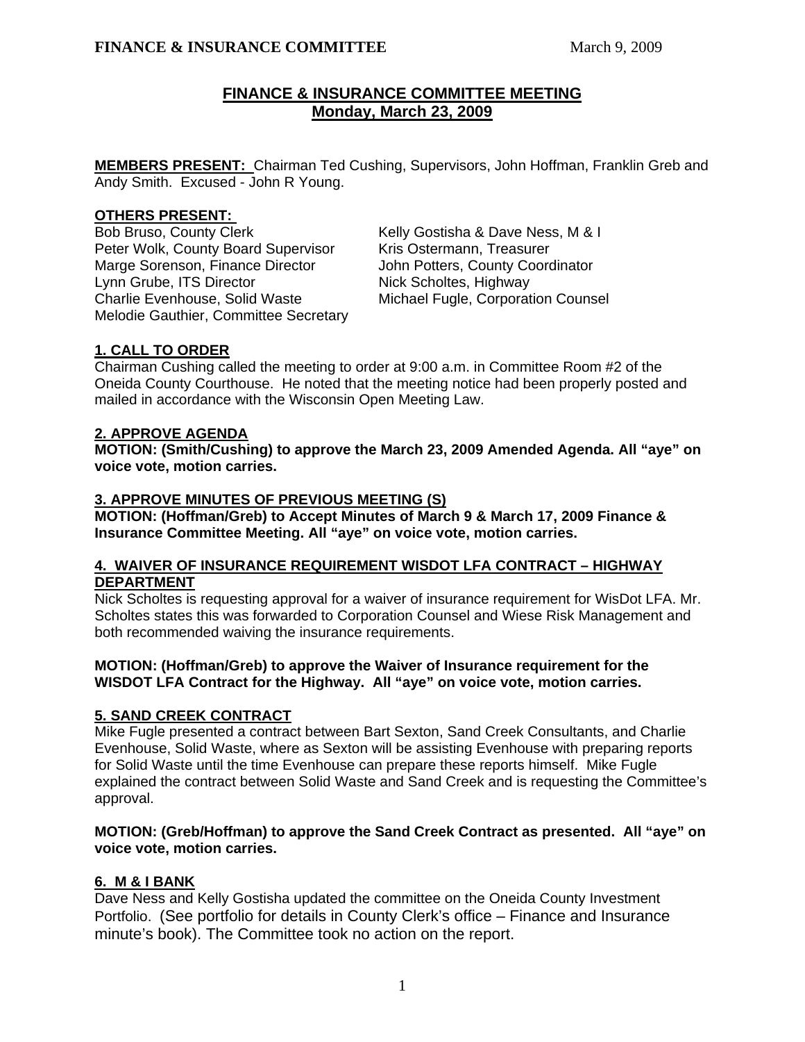# FINANCE & INSURANCE COMMITTEE MEETING
## Monday, March 23, 2009

**MEMBERS PRESENT:** Chairman Ted Cushing, Supervisors, John Hoffman, Franklin Greb and Andy Smith. Excused - John R Young.

**OTHERS PRESENT:**

Bob Bruso, County Clerk
Peter Wolk, County Board Supervisor
Marge Sorenson, Finance Director
Lynn Grube, ITS Director
Charlie Evenhouse, Solid Waste
Melodie Gauthier, Committee Secretary
Kelly Gostisha & Dave Ness, M & I
Kris Ostermann, Treasurer
John Potters, County Coordinator
Nick Scholtes, Highway
Michael Fugle, Corporation Counsel

**1. CALL TO ORDER**

Chairman Cushing called the meeting to order at 9:00 a.m. in Committee Room #2 of the Oneida County Courthouse. He noted that the meeting notice had been properly posted and mailed in accordance with the Wisconsin Open Meeting Law.

**2. APPROVE AGENDA**

**MOTION: (Smith/Cushing) to approve the March 23, 2009 Amended Agenda. All "aye" on voice vote, motion carries.**

**3. APPROVE MINUTES OF PREVIOUS MEETING (S)**

**MOTION: (Hoffman/Greb) to Accept Minutes of March 9 & March 17, 2009 Finance & Insurance Committee Meeting. All "aye" on voice vote, motion carries.**

**4. WAIVER OF INSURANCE REQUIREMENT WISDOT LFA CONTRACT – HIGHWAY DEPARTMENT**

Nick Scholtes is requesting approval for a waiver of insurance requirement for WisDot LFA. Mr. Scholtes states this was forwarded to Corporation Counsel and Wiese Risk Management and both recommended waiving the insurance requirements.

**MOTION: (Hoffman/Greb) to approve the Waiver of Insurance requirement for the WISDOT LFA Contract for the Highway. All "aye" on voice vote, motion carries.**

**5. SAND CREEK CONTRACT**

Mike Fugle presented a contract between Bart Sexton, Sand Creek Consultants, and Charlie Evenhouse, Solid Waste, where as Sexton will be assisting Evenhouse with preparing reports for Solid Waste until the time Evenhouse can prepare these reports himself. Mike Fugle explained the contract between Solid Waste and Sand Creek and is requesting the Committee's approval.

**MOTION: (Greb/Hoffman) to approve the Sand Creek Contract as presented. All "aye" on voice vote, motion carries.**

**6. M & I BANK**

Dave Ness and Kelly Gostisha updated the committee on the Oneida County Investment Portfolio. (See portfolio for details in County Clerk's office – Finance and Insurance minute's book). The Committee took no action on the report.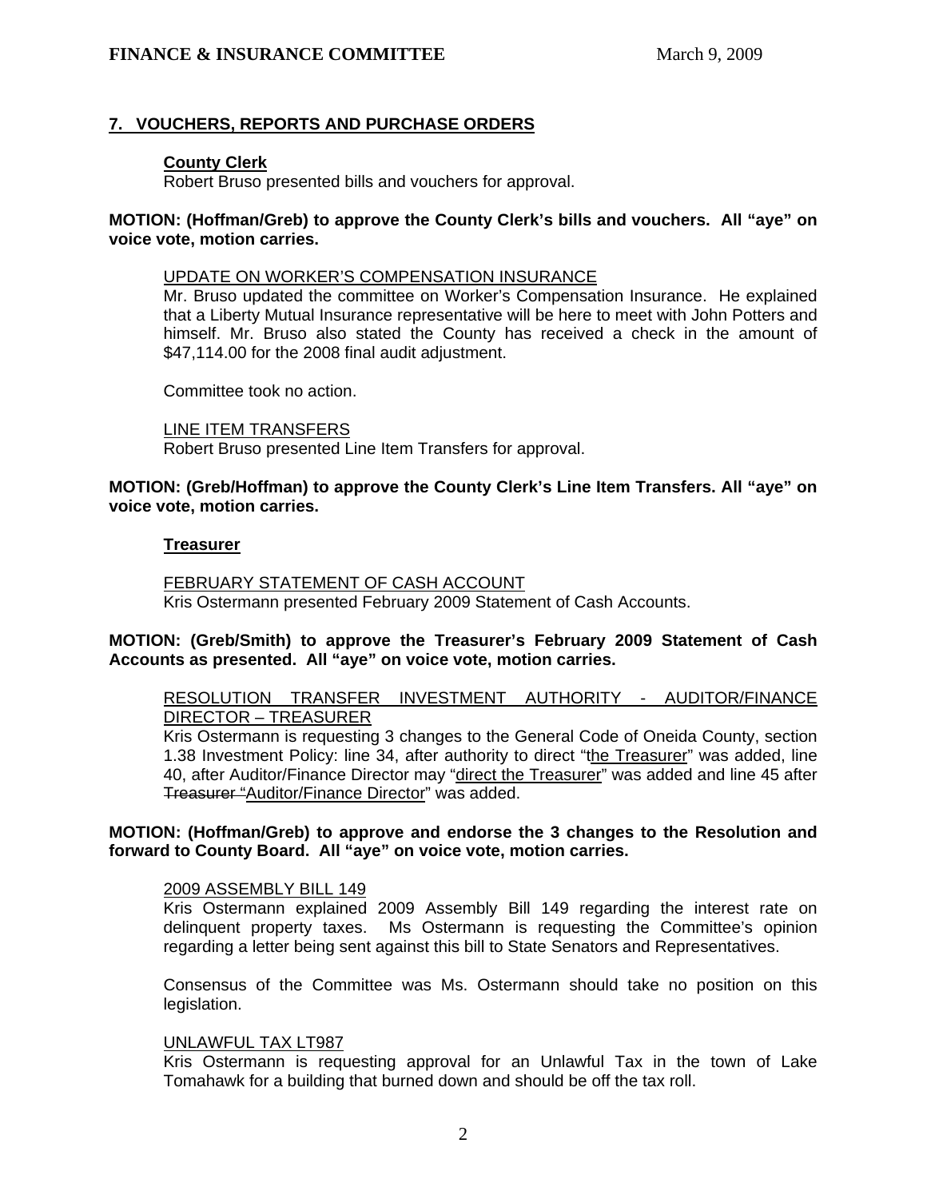## 7. VOUCHERS, REPORTS AND PURCHASE ORDERS

**County Clerk**

Robert Bruso presented bills and vouchers for approval.

**MOTION: (Hoffman/Greb) to approve the County Clerk's bills and vouchers. All "aye" on voice vote, motion carries.**

UPDATE ON WORKER'S COMPENSATION INSURANCE

Mr. Bruso updated the committee on Worker's Compensation Insurance. He explained that a Liberty Mutual Insurance representative will be here to meet with John Potters and himself. Mr. Bruso also stated the County has received a check in the amount of $47,114.00 for the 2008 final audit adjustment.

Committee took no action.

LINE ITEM TRANSFERS

Robert Bruso presented Line Item Transfers for approval.

**MOTION: (Greb/Hoffman) to approve the County Clerk's Line Item Transfers. All "aye" on voice vote, motion carries.**

**Treasurer**

FEBRUARY STATEMENT OF CASH ACCOUNT

Kris Ostermann presented February 2009 Statement of Cash Accounts.

**MOTION: (Greb/Smith) to approve the Treasurer's February 2009 Statement of Cash Accounts as presented. All "aye" on voice vote, motion carries.**

RESOLUTION TRANSFER INVESTMENT AUTHORITY - AUDITOR/FINANCE DIRECTOR – TREASURER

Kris Ostermann is requesting 3 changes to the General Code of Oneida County, section 1.38 Investment Policy: line 34, after authority to direct "the Treasurer" was added, line 40, after Auditor/Finance Director may "direct the Treasurer" was added and line 45 after ~~Treasurer~~ "Auditor/Finance Director" was added.

**MOTION: (Hoffman/Greb) to approve and endorse the 3 changes to the Resolution and forward to County Board. All "aye" on voice vote, motion carries.**

2009 ASSEMBLY BILL 149

Kris Ostermann explained 2009 Assembly Bill 149 regarding the interest rate on delinquent property taxes. Ms Ostermann is requesting the Committee's opinion regarding a letter being sent against this bill to State Senators and Representatives.

Consensus of the Committee was Ms. Ostermann should take no position on this legislation.

UNLAWFUL TAX LT987

Kris Ostermann is requesting approval for an Unlawful Tax in the town of Lake Tomahawk for a building that burned down and should be off the tax roll.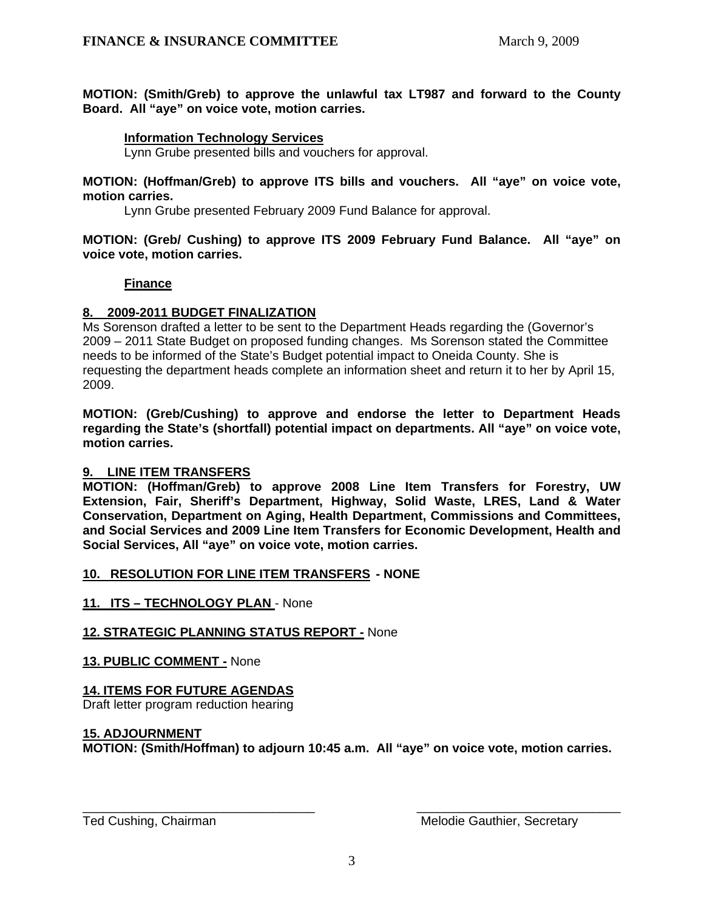**MOTION: (Smith/Greb) to approve the unlawful tax LT987 and forward to the County Board. All "aye" on voice vote, motion carries.**

**Information Technology Services**

Lynn Grube presented bills and vouchers for approval.

**MOTION: (Hoffman/Greb) to approve ITS bills and vouchers. All "aye" on voice vote, motion carries.**

Lynn Grube presented February 2009 Fund Balance for approval.

**MOTION: (Greb/ Cushing) to approve ITS 2009 February Fund Balance. All "aye" on voice vote, motion carries.**

**Finance**

**8. 2009-2011 BUDGET FINALIZATION**

Ms Sorenson drafted a letter to be sent to the Department Heads regarding the (Governor's 2009 – 2011 State Budget on proposed funding changes. Ms Sorenson stated the Committee needs to be informed of the State's Budget potential impact to Oneida County. She is requesting the department heads complete an information sheet and return it to her by April 15, 2009.

**MOTION: (Greb/Cushing) to approve and endorse the letter to Department Heads regarding the State's (shortfall) potential impact on departments. All "aye" on voice vote, motion carries.**

**9. LINE ITEM TRANSFERS**

**MOTION: (Hoffman/Greb) to approve 2008 Line Item Transfers for Forestry, UW Extension, Fair, Sheriff's Department, Highway, Solid Waste, LRES, Land & Water Conservation, Department on Aging, Health Department, Commissions and Committees, and Social Services and 2009 Line Item Transfers for Economic Development, Health and Social Services, All "aye" on voice vote, motion carries.**

**10. RESOLUTION FOR LINE ITEM TRANSFERS - NONE**

**11. ITS – TECHNOLOGY PLAN** - None

**12. STRATEGIC PLANNING STATUS REPORT -** None

**13. PUBLIC COMMENT -** None

**14. ITEMS FOR FUTURE AGENDAS**

Draft letter program reduction hearing

**15. ADJOURNMENT**

**MOTION: (Smith/Hoffman) to adjourn 10:45 a.m. All "aye" on voice vote, motion carries.**

\_\_\_\_\_\_\_\_\_\_\_\_\_\_\_\_\_\_\_\_\_\_\_\_\_\_\_\_\_\_\_\_
Ted Cushing, Chairman

\_\_\_\_\_\_\_\_\_\_\_\_\_\_\_\_\_\_\_\_\_\_\_\_\_\_\_\_\_\_\_\_
Melodie Gauthier, Secretary